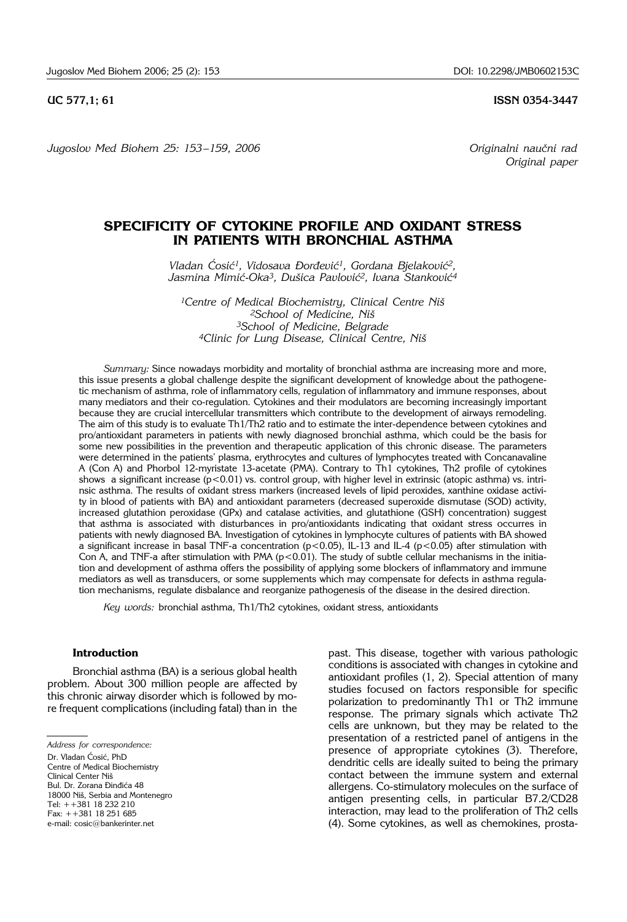UC 577,1; 61

ISSN 0354-3447

*Original paper*

# SPECIFICITY OF CYTOKINE PROFILE AND OXIDANT STRESS IN PATIENTS WITH BRONCHIAL ASTHMA

*Vladan Ćosić[1], Vidosava Đorđević[1], Gordana Bjelaković[2], Jasmina Mimić-Oka[3], Dušica Pavlović[2], Ivana Stanković[4]*

*[1]Centre of Medical Biochemistry, Clinical Centre Niš*
*[2]School of Medicine, Niš*
*[3]School of Medicine, Belgrade*
*[4]Clinic for Lung Disease, Clinical Centre, Niš*

*Summary:* Since nowadays morbidity and mortality of bronchial asthma are increasing more and more, this issue presents a global challenge despite the significant development of knowledge about the pathogenetic mechanism of asthma, role of inflammatory cells, regulation of inflammatory and immune responses, about many mediators and their co-regulation. Cytokines and their modulators are becoming increasingly important because they are crucial intercellular transmitters which contribute to the development of airways remodeling. The aim of this study is to evaluate Th1/Th2 ratio and to estimate the inter-dependence between cytokines and pro/antioxidant parameters in patients with newly diagnosed bronchial asthma, which could be the basis for some new possibilities in the prevention and therapeutic application of this chronic disease. The parameters were determined in the patients' plasma, erythrocytes and cultures of lymphocytes treated with Concanavaline A (Con A) and Phorbol 12-myristate 13-acetate (PMA). Contrary to Th1 cytokines, Th2 profile of cytokines shows a significant increase ($p<0.01$) vs. control group, with higher level in extrinsic (atopic asthma) vs. intrinsic asthma. The results of oxidant stress markers (increased levels of lipid peroxides, xanthine oxidase activity in blood of patients with BA) and antioxidant parameters (decreased superoxide dismutase (SOD) activity, increased glutathion peroxidase (GPx) and catalase activities, and glutathione (GSH) concentration) suggest that asthma is associated with disturbances in pro/antioxidants indicating that oxidant stress occurres in patients with newly diagnosed BA. Investigation of cytokines in lymphocyte cultures of patients with BA showed a significant increase in basal TNF-a concentration ($p<0.05$), IL-13 and IL-4 ($p<0.05$) after stimulation with Con A, and TNF-a after stimulation with PMA ($p<0.01$). The study of subtle cellular mechanisms in the initiation and development of asthma offers the possibility of applying some blockers of inflammatory and immune mediators as well as transducers, or some supplements which may compensate for defects in asthma regulation mechanisms, regulate disbalance and reorganize pathogenesis of the disease in the desired direction.

*Key words:* bronchial asthma, Th1/Th2 cytokines, oxidant stress, antioxidants

## Introduction

Bronchial asthma (BA) is a serious global health problem. About 300 million people are affected by this chronic airway disorder which is followed by more frequent complications (including fatal) than in the past. This disease, together with various pathologic conditions is associated with changes in cytokine and antioxidant profiles (1, 2). Special attention of many studies focused on factors responsible for specific polarization to predominantly Th1 or Th2 immune response. The primary signals which activate Th2 cells are unknown, but they may be related to the presentation of a restricted panel of antigens in the presence of appropriate cytokines (3). Therefore, dendritic cells are ideally suited to being the primary contact between the immune system and external allergens. Co-stimulatory molecules on the surface of antigen presenting cells, in particular B7.2/CD28 interaction, may lead to the proliferation of Th2 cells (4). Some cytokines, as well as chemokines, prosta-

*Address for correspondence:*
Dr. Vladan Ćosić, PhD
Centre of Medical Biochemistry
Clinical Center Niš
Bul. Dr. Zorana Đinđića 48
18000 Niš, Serbia and Montenegro
Tel: ++381 18 232 210
Fax: ++381 18 251 685
e-mail: cosic@bankerinter.net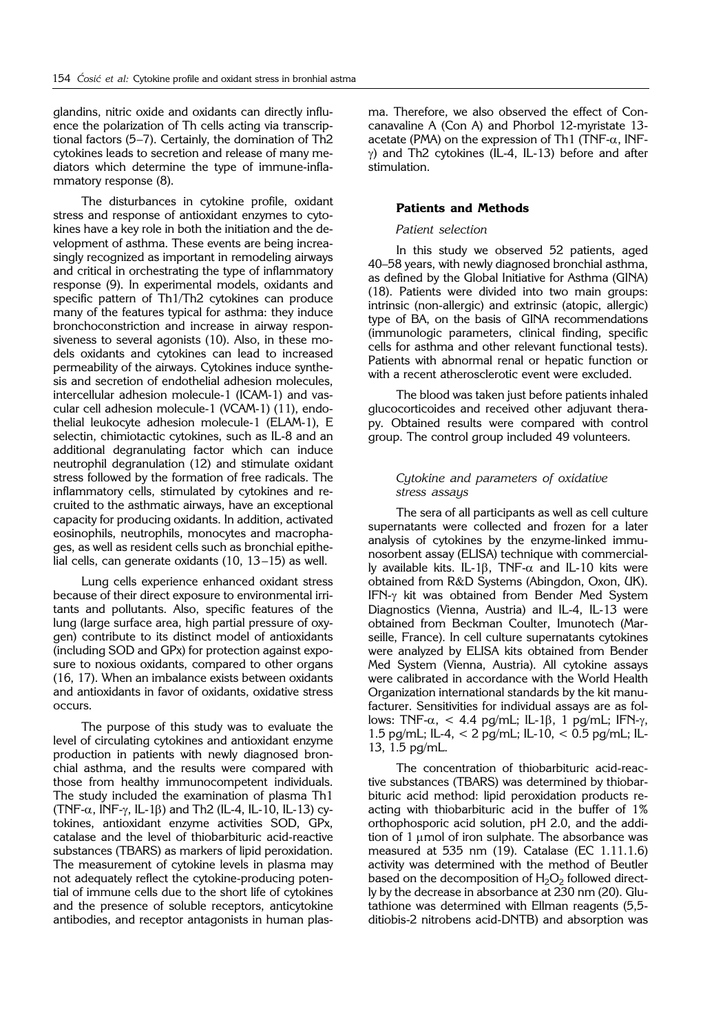glandins, nitric oxide and oxidants can directly influence the polarization of Th cells acting via transcriptional factors (5–7). Certainly, the domination of Th2 cytokines leads to secretion and release of many mediators which determine the type of immune-inflammatory response (8).

The disturbances in cytokine profile, oxidant stress and response of antioxidant enzymes to cytokines have a key role in both the initiation and the development of asthma. These events are being increasingly recognized as important in remodeling airways and critical in orchestrating the type of inflammatory response (9). In experimental models, oxidants and specific pattern of Th1/Th2 cytokines can produce many of the features typical for asthma: they induce bronchoconstriction and increase in airway responsiveness to several agonists (10). Also, in these models oxidants and cytokines can lead to increased permeability of the airways. Cytokines induce synthesis and secretion of endothelial adhesion molecules, intercellular adhesion molecule-1 (ICAM-1) and vascular cell adhesion molecule-1 (VCAM-1) (11), endothelial leukocyte adhesion molecule-1 (ELAM-1), E selectin, chimiotactic cytokines, such as IL-8 and an additional degranulating factor which can induce neutrophil degranulation (12) and stimulate oxidant stress followed by the formation of free radicals. The inflammatory cells, stimulated by cytokines and recruited to the asthmatic airways, have an exceptional capacity for producing oxidants. In addition, activated eosinophils, neutrophils, monocytes and macrophages, as well as resident cells such as bronchial epithelial cells, can generate oxidants (10, 13–15) as well.

Lung cells experience enhanced oxidant stress because of their direct exposure to environmental irritants and pollutants. Also, specific features of the lung (large surface area, high partial pressure of oxygen) contribute to its distinct model of antioxidants (including SOD and GPx) for protection against exposure to noxious oxidants, compared to other organs (16, 17). When an imbalance exists between oxidants and antioxidants in favor of oxidants, oxidative stress occurs.

The purpose of this study was to evaluate the level of circulating cytokines and antioxidant enzyme production in patients with newly diagnosed bronchial asthma, and the results were compared with those from healthy immunocompetent individuals. The study included the examination of plasma Th1 (TNF-$\alpha$, INF-$\gamma$, IL-1$\beta$) and Th2 (IL-4, IL-10, IL-13) cytokines, antioxidant enzyme activities SOD, GPx, catalase and the level of thiobarbituric acid-reactive substances (TBARS) as markers of lipid peroxidation. The measurement of cytokine levels in plasma may not adequately reflect the cytokine-producing potential of immune cells due to the short life of cytokines and the presence of soluble receptors, anticytokine antibodies, and receptor antagonists in human plasma. Therefore, we also observed the effect of Concanavaline A (Con A) and Phorbol 12-myristate 13-acetate (PMA) on the expression of Th1 (TNF-$\alpha$, INF-$\gamma$) and Th2 cytokines (IL-4, IL-13) before and after stimulation.

## Patients and Methods

### *Patient selection*

In this study we observed 52 patients, aged 40–58 years, with newly diagnosed bronchial asthma, as defined by the Global Initiative for Asthma (GINA) (18). Patients were divided into two main groups: intrinsic (non-allergic) and extrinsic (atopic, allergic) type of BA, on the basis of GINA recommendations (immunologic parameters, clinical finding, specific cells for asthma and other relevant functional tests). Patients with abnormal renal or hepatic function or with a recent atherosclerotic event were excluded.

The blood was taken just before patients inhaled glucocorticoides and received other adjuvant therapy. Obtained results were compared with control group. The control group included 49 volunteers.

### *Cytokine and parameters of oxidative stress assays*

The sera of all participants as well as cell culture supernatants were collected and frozen for a later analysis of cytokines by the enzyme-linked immunosorbent assay (ELISA) technique with commercially available kits. IL-1$\beta$, TNF-$\alpha$ and IL-10 kits were obtained from R&D Systems (Abingdon, Oxon, UK). IFN-$\gamma$ kit was obtained from Bender Med System Diagnostics (Vienna, Austria) and IL-4, IL-13 were obtained from Beckman Coulter, Imunotech (Marseille, France). In cell culture supernatants cytokines were analyzed by ELISA kits obtained from Bender Med System (Vienna, Austria). All cytokine assays were calibrated in accordance with the World Health Organization international standards by the kit manufacturer. Sensitivities for individual assays are as follows: TNF-$\alpha$, < 4.4 pg/mL; IL-1$\beta$, 1 pg/mL; IFN-$\gamma$, 1.5 pg/mL; IL-4, < 2 pg/mL; IL-10, < 0.5 pg/mL; IL-13, 1.5 pg/mL.

The concentration of thiobarbituric acid-reactive substances (TBARS) was determined by thiobarbituric acid method: lipid peroxidation products reacting with thiobarbituric acid in the buffer of 1% orthophosporic acid solution, pH 2.0, and the addition of 1 $\mu$mol of iron sulphate. The absorbance was measured at 535 nm (19). Catalase (EC 1.11.1.6) activity was determined with the method of Beutler based on the decomposition of $H_2O_2$ followed directly by the decrease in absorbance at 230 nm (20). Glutathione was determined with Ellman reagents (5,5-ditiobis-2 nitrobens acid-DNTB) and absorption was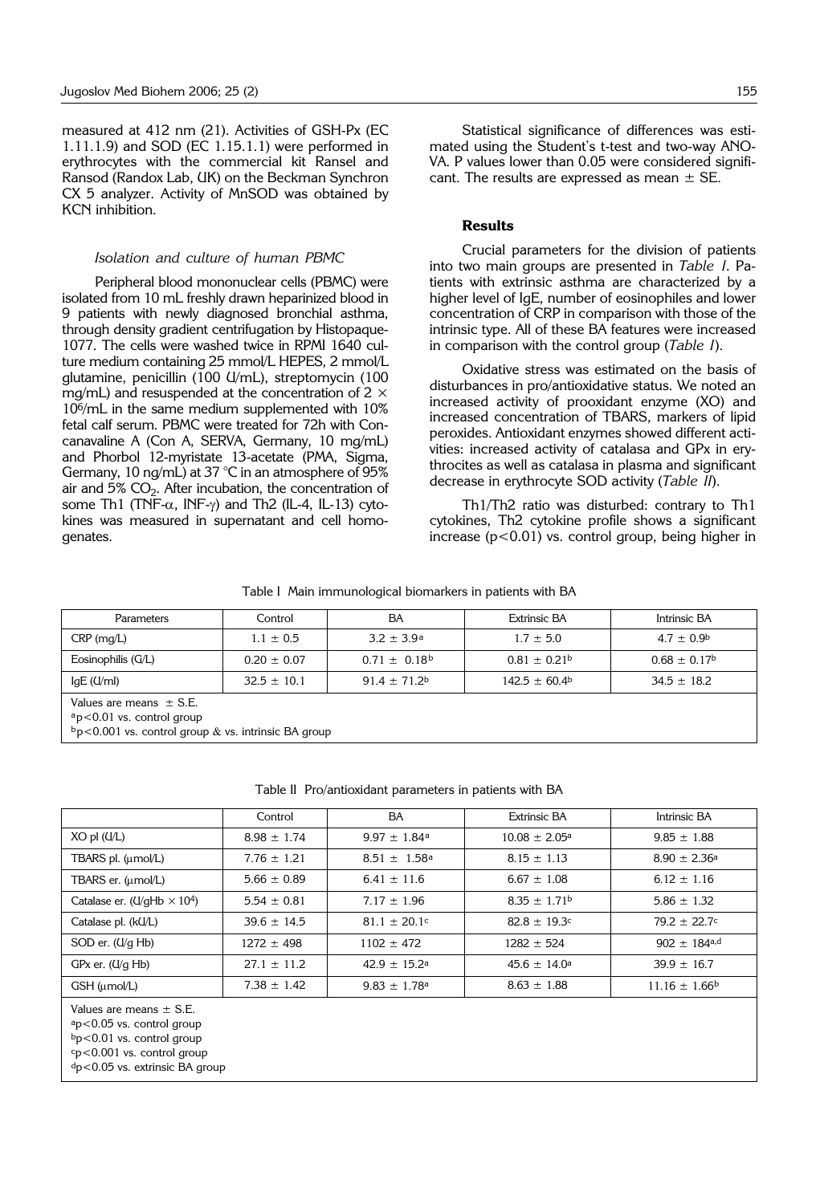measured at 412 nm (21). Activities of GSH-Px (EC 1.11.1.9) and SOD (EC 1.15.1.1) were performed in erythrocytes with the commercial kit Ransel and Ransod (Randox Lab, UK) on the Beckman Synchron CX 5 analyzer. Activity of MnSOD was obtained by KCN inhibition.

### *Isolation and culture of human PBMC*

Peripheral blood mononuclear cells (PBMC) were isolated from 10 mL freshly drawn heparinized blood in 9 patients with newly diagnosed bronchial asthma, through density gradient centrifugation by Histopaque-1077. The cells were washed twice in RPMI 1640 culture medium containing 25 mmol/L HEPES, 2 mmol/L glutamine, penicillin (100 U/mL), streptomycin (100 mg/mL) and resuspended at the concentration of $2 \times 10^6$/mL in the same medium supplemented with 10% fetal calf serum. PBMC were treated for 72h with Concanavaline A (Con A, SERVA, Germany, 10 mg/mL) and Phorbol 12-myristate 13-acetate (PMA, Sigma, Germany, 10 ng/mL) at 37 °C in an atmosphere of 95% air and 5% $CO_2$. After incubation, the concentration of some Th1 (TNF-$\alpha$, INF-$\gamma$) and Th2 (IL-4, IL-13) cytokines was measured in supernatant and cell homogenates.

Statistical significance of differences was estimated using the Student's t-test and two-way ANOVA. P values lower than 0.05 were considered significant. The results are expressed as mean ± SE.

## Results

Crucial parameters for the division of patients into two main groups are presented in *Table I*. Patients with extrinsic asthma are characterized by a higher level of IgE, number of eosinophiles and lower concentration of CRP in comparison with those of the intrinsic type. All of these BA features were increased in comparison with the control group (*Table I*).

Oxidative stress was estimated on the basis of disturbances in pro/antioxidative status. We noted an increased activity of prooxidant enzyme (XO) and increased concentration of TBARS, markers of lipid peroxides. Antioxidant enzymes showed different activities: increased activity of catalasa and GPx in erythrocytes as well as catalasa in plasma and significant decrease in erythrocyte SOD activity (*Table II*).

Th1/Th2 ratio was disturbed: contrary to Th1 cytokines, Th2 cytokine profile shows a significant increase ($p<0.01$) vs. control group, being higher in

Table I Main immunological biomarkers in patients with BA

| Parameters | Control | BA | Extrinsic BA | Intrinsic BA |
|---|---|---|---|---|
| CRP (mg/L) | 1.1 ± 0.5 | 3.2 ± 3.9[a] | 1.7 ± 5.0 | 4.7 ± 0.9[b] |
| Eosinophilis (G/L) | 0.20 ± 0.07 | 0.71 ± 0.18[b] | 0.81 ± 0.21[b] | 0.68 ± 0.17[b] |
| IgE (U/ml) | 32.5 ± 10.1 | 91.4 ± 71.2[b] | 142.5 ± 60.4[b] | 34.5 ± 18.2 |

Values are means ± S.E.
[a]$p<0.01$ vs. control group
[b]$p<0.001$ vs. control group & vs. intrinsic BA group

Table II Pro/antioxidant parameters in patients with BA

| | Control | BA | Extrinsic BA | Intrinsic BA |
|---|---|---|---|---|
| XO pl (U/L) | 8.98 ± 1.74 | 9.97 ± 1.84[a] | 10.08 ± 2.05[a] | 9.85 ± 1.88 |
| TBARS pl. (μmol/L) | 7.76 ± 1.21 | 8.51 ± 1.58[a] | 8.15 ± 1.13 | 8.90 ± 2.36[a] |
| TBARS er. (μmol/L) | 5.66 ± 0.89 | 6.41 ± 11.6 | 6.67 ± 1.08 | 6.12 ± 1.16 |
| Catalase er. (U/gHb $\times 10^4$) | 5.54 ± 0.81 | 7.17 ± 1.96 | 8.35 ± 1.71[b] | 5.86 ± 1.32 |
| Catalase pl. (kU/L) | 39.6 ± 14.5 | 81.1 ± 20.1[c] | 82.8 ± 19.3[c] | 79.2 ± 22.7[c] |
| SOD er. (U/g Hb) | 1272 ± 498 | 1102 ± 472 | 1282 ± 524 | 902 ± 184[a,d] |
| GPx er. (U/g Hb) | 27.1 ± 11.2 | 42.9 ± 15.2[a] | 45.6 ± 14.0[a] | 39.9 ± 16.7 |
| GSH (μmol/L) | 7.38 ± 1.42 | 9.83 ± 1.78[a] | 8.63 ± 1.88 | 11.16 ± 1.66[b] |

Values are means ± S.E.
[a]$p<0.05$ vs. control group
[b]$p<0.01$ vs. control group
[c]$p<0.001$ vs. control group
[d]$p<0.05$ vs. extrinsic BA group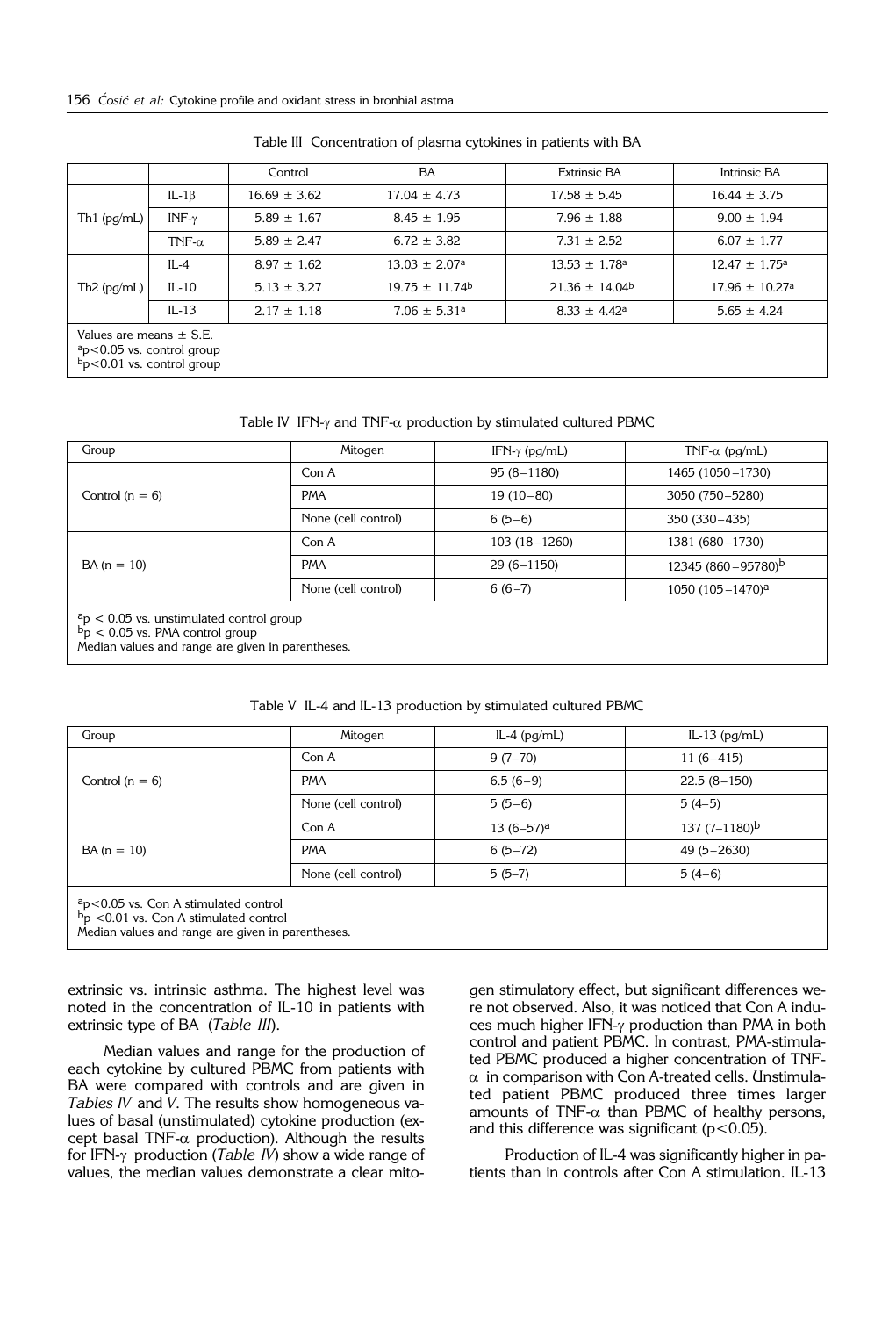Table III Concentration of plasma cytokines in patients with BA

| | | Control | BA | Extrinsic BA | Intrinsic BA |
|---|---|---|---|---|---|
| Th1 (pg/mL) | IL-1β | 16.69 ± 3.62 | 17.04 ± 4.73 | 17.58 ± 5.45 | 16.44 ± 3.75 |
| | INF-γ | 5.89 ± 1.67 | 8.45 ± 1.95 | 7.96 ± 1.88 | 9.00 ± 1.94 |
| | TNF-α | 5.89 ± 2.47 | 6.72 ± 3.82 | 7.31 ± 2.52 | 6.07 ± 1.77 |
| Th2 (pg/mL) | IL-4 | 8.97 ± 1.62 | 13.03 ± 2.07[a] | 13.53 ± 1.78[a] | 12.47 ± 1.75[a] |
| | IL-10 | 5.13 ± 3.27 | 19.75 ± 11.74[b] | 21.36 ± 14.04[b] | 17.96 ± 10.27[a] |
| | IL-13 | 2.17 ± 1.18 | 7.06 ± 5.31[a] | 8.33 ± 4.42[a] | 5.65 ± 4.24 |

Values are means ± S.E.
[a]$p<0.05$ vs. control group
[b]$p<0.01$ vs. control group

Table IV IFN-γ and TNF-α production by stimulated cultured PBMC

| Group | Mitogen | IFN-γ (pg/mL) | TNF-α (pg/mL) |
|---|---|---|---|
| Control (n = 6) | Con A | 95 (8–1180) | 1465 (1050–1730) |
| | PMA | 19 (10–80) | 3050 (750–5280) |
| | None (cell control) | 6 (5–6) | 350 (330–435) |
| BA (n = 10) | Con A | 103 (18–1260) | 1381 (680–1730) |
| | PMA | 29 (6–1150) | 12345 (860–95780)[b] |
| | None (cell control) | 6 (6–7) | 1050 (105–1470)[a] |

[a]$p < 0.05$ vs. unstimulated control group
[b]$p < 0.05$ vs. PMA control group
Median values and range are given in parentheses.

Table V IL-4 and IL-13 production by stimulated cultured PBMC

| Group | Mitogen | IL-4 (pg/mL) | IL-13 (pg/mL) |
|---|---|---|---|
| Control (n = 6) | Con A | 9 (7–70) | 11 (6–415) |
| | PMA | 6.5 (6–9) | 22.5 (8–150) |
| | None (cell control) | 5 (5–6) | 5 (4–5) |
| BA (n = 10) | Con A | 13 (6–57)[a] | 137 (7–1180)[b] |
| | PMA | 6 (5–72) | 49 (5–2630) |
| | None (cell control) | 5 (5–7) | 5 (4–6) |

[a]$p<0.05$ vs. Con A stimulated control
[b]$p <0.01$ vs. Con A stimulated control
Median values and range are given in parentheses.

extrinsic vs. intrinsic asthma. The highest level was noted in the concentration of IL-10 in patients with extrinsic type of BA (*Table III*).

Median values and range for the production of each cytokine by cultured PBMC from patients with BA were compared with controls and are given in *Tables IV* and *V*. The results show homogeneous values of basal (unstimulated) cytokine production (except basal TNF-α production). Although the results for IFN-γ production (*Table IV*) show a wide range of values, the median values demonstrate a clear mitogen stimulatory effect, but significant differences were not observed. Also, it was noticed that Con A induces much higher IFN-γ production than PMA in both control and patient PBMC. In contrast, PMA-stimulated PBMC produced a higher concentration of TNF-α in comparison with Con A-treated cells. Unstimulated patient PBMC produced three times larger amounts of TNF-α than PBMC of healthy persons, and this difference was significant ($p<0.05$).

Production of IL-4 was significantly higher in patients than in controls after Con A stimulation. IL-13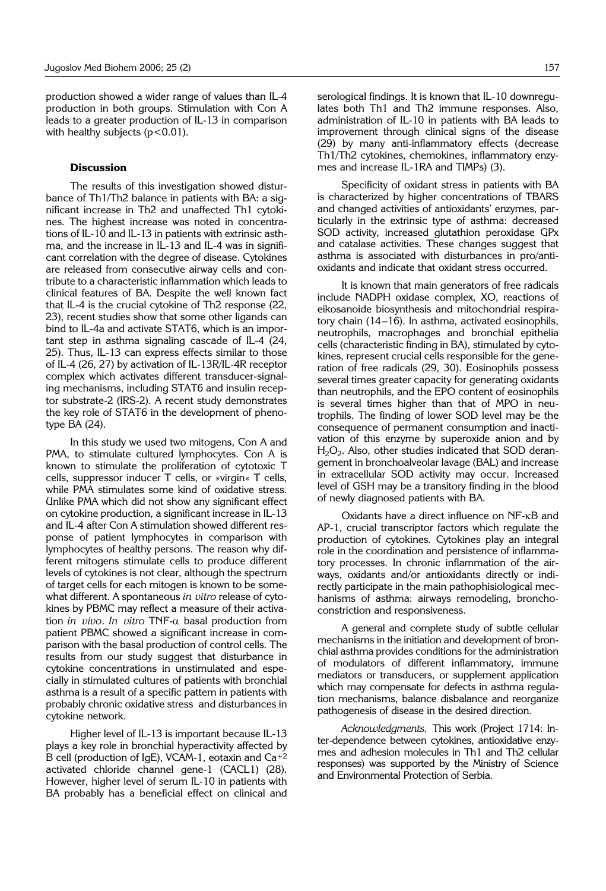production showed a wider range of values than IL-4 production in both groups. Stimulation with Con A leads to a greater production of IL-13 in comparison with healthy subjects ($p<0.01$).

## Discussion

The results of this investigation showed disturbance of Th1/Th2 balance in patients with BA: a significant increase in Th2 and unaffected Th1 cytokines. The highest increase was noted in concentrations of IL-10 and IL-13 in patients with extrinsic asthma, and the increase in IL-13 and IL-4 was in significant correlation with the degree of disease. Cytokines are released from consecutive airway cells and contribute to a characteristic inflammation which leads to clinical features of BA. Despite the well known fact that IL-4 is the crucial cytokine of Th2 response (22, 23), recent studies show that some other ligands can bind to IL-4a and activate STAT6, which is an important step in asthma signaling cascade of IL-4 (24, 25). Thus, IL-13 can express effects similar to those of IL-4 (26, 27) by activation of IL-13R/IL-4R receptor complex which activates different transducer-signaling mechanisms, including STAT6 and insulin receptor substrate-2 (IRS-2). A recent study demonstrates the key role of STAT6 in the development of phenotype BA (24).

In this study we used two mitogens, Con A and PMA, to stimulate cultured lymphocytes. Con A is known to stimulate the proliferation of cytotoxic T cells, suppressor inducer T cells, or »virgin« T cells, while PMA stimulates some kind of oxidative stress. Unlike PMA which did not show any significant effect on cytokine production, a significant increase in IL-13 and IL-4 after Con A stimulation showed different response of patient lymphocytes in comparison with lymphocytes of healthy persons. The reason why different mitogens stimulate cells to produce different levels of cytokines is not clear, although the spectrum of target cells for each mitogen is known to be somewhat different. A spontaneous *in vitro* release of cytokines by PBMC may reflect a measure of their activation *in vivo*. *In vitro* TNF-$\alpha$ basal production from patient PBMC showed a significant increase in comparison with the basal production of control cells. The results from our study suggest that disturbance in cytokine concentrations in unstimulated and especially in stimulated cultures of patients with bronchial asthma is a result of a specific pattern in patients with probably chronic oxidative stress and disturbances in cytokine network.

Higher level of IL-13 is important because IL-13 plays a key role in bronchial hyperactivity affected by B cell (production of IgE), VCAM-1, eotaxin and $Ca^{+2}$ activated chloride channel gene-1 (CACL1) (28). However, higher level of serum IL-10 in patients with BA probably has a beneficial effect on clinical and serological findings. It is known that IL-10 downregulates both Th1 and Th2 immune responses. Also, administration of IL-10 in patients with BA leads to improvement through clinical signs of the disease (29) by many anti-inflammatory effects (decrease Th1/Th2 cytokines, chemokines, inflammatory enzymes and increase IL-1RA and TIMPs) (3).

Specificity of oxidant stress in patients with BA is characterized by higher concentrations of TBARS and changed activities of antioxidants' enzymes, particularly in the extrinsic type of asthma: decreased SOD activity, increased glutathion peroxidase GPx and catalase activities. These changes suggest that asthma is associated with disturbances in pro/antioxidants and indicate that oxidant stress occurred.

It is known that main generators of free radicals include NADPH oxidase complex, XO, reactions of eikosanoide biosynthesis and mitochondrial respiratory chain (14–16). In asthma, activated eosinophils, neutrophils, macrophages and bronchial epithelia cells (characteristic finding in BA), stimulated by cytokines, represent crucial cells responsible for the generation of free radicals (29, 30). Eosinophils possess several times greater capacity for generating oxidants than neutrophils, and the EPO content of eosinophils is several times higher than that of MPO in neutrophils. The finding of lower SOD level may be the consequence of permanent consumption and inactivation of this enzyme by superoxide anion and by $H_2O_2$. Also, other studies indicated that SOD derangement in bronchoalveolar lavage (BAL) and increase in extracellular SOD activity may occur. Increased level of GSH may be a transitory finding in the blood of newly diagnosed patients with BA.

Oxidants have a direct influence on NF-$\kappa$B and AP-1, crucial transcriptor factors which regulate the production of cytokines. Cytokines play an integral role in the coordination and persistence of inflammatory processes. In chronic inflammation of the airways, oxidants and/or antioxidants directly or indirectly participate in the main pathophisiological mechanisms of asthma: airways remodeling, bronchoconstriction and responsiveness.

A general and complete study of subtle cellular mechanisms in the initiation and development of bronchial asthma provides conditions for the administration of modulators of different inflammatory, immune mediators or transducers, or supplement application which may compensate for defects in asthma regulation mechanisms, balance disbalance and reorganize pathogenesis of disease in the desired direction.

*Acknowledgments.* This work (Project 1714: Inter-dependence between cytokines, antioxidative enzymes and adhesion molecules in Th1 and Th2 cellular responses) was supported by the Ministry of Science and Environmental Protection of Serbia.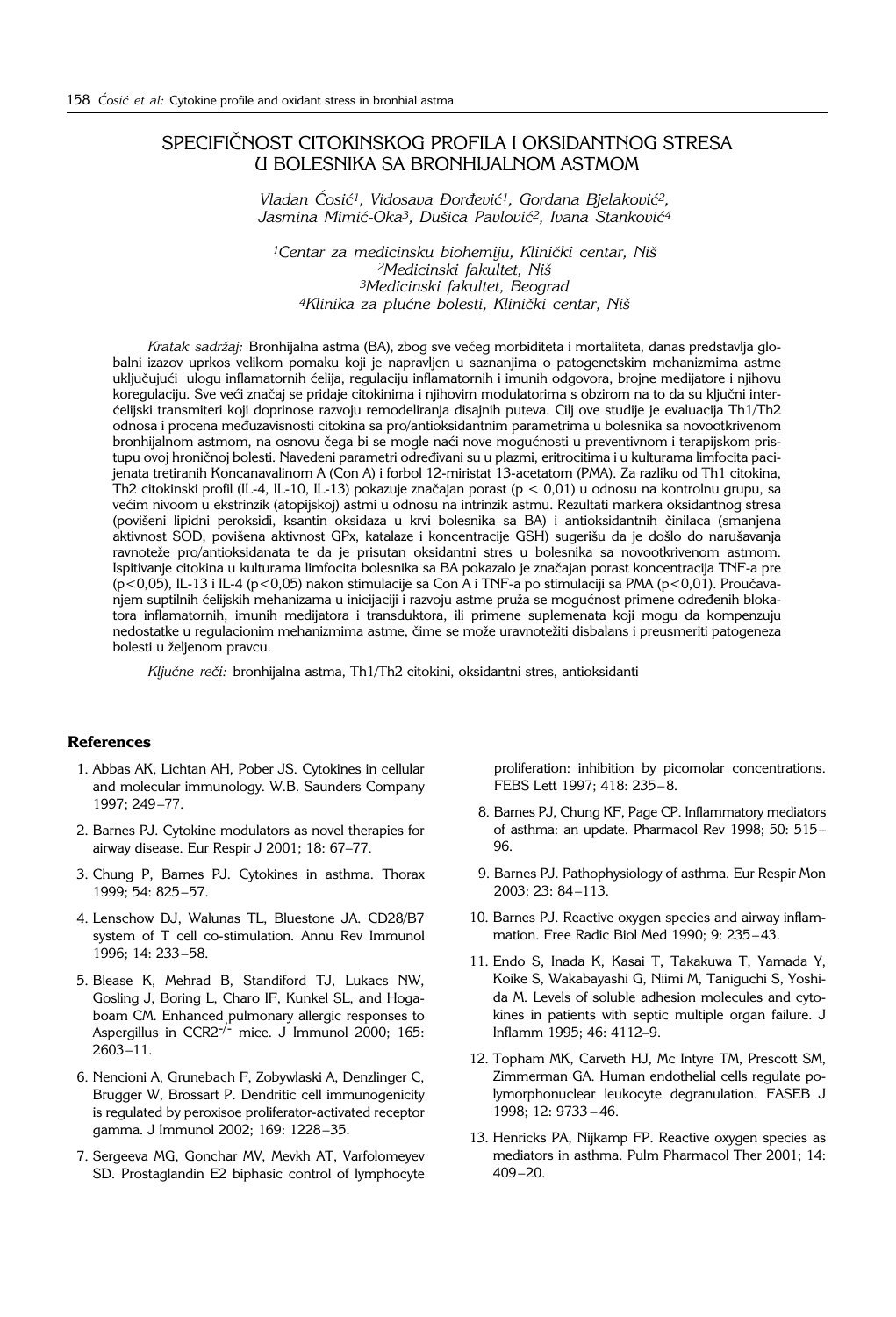# SPECIFIČNOST CITOKINSKOG PROFILA I OKSIDANTNOG STRESA U BOLESNIKA SA BRONHIJALNOM ASTMOM

*Vladan Ćosić[1], Vidosava Đorđević[1], Gordana Bjelaković[2], Jasmina Mimić-Oka[3], Dušica Pavlović[2], Ivana Stanković[4]*

*[1]Centar za medicinsku biohemiju, Klinički centar, Niš*
*[2]Medicinski fakultet, Niš*
*[3]Medicinski fakultet, Beograd*
*[4]Klinika za plućne bolesti, Klinički centar, Niš*

*Kratak sadržaj:* Bronhijalna astma (BA), zbog sve većeg morbiditeta i mortaliteta, danas predstavlja globalni izazov uprkos velikom pomaku koji je napravljen u saznanjima o patogenetskim mehanizmima astme uključujući ulogu inflamatornih ćelija, regulaciju inflamatornih i imunih odgovora, brojne medijatore i njihovu koregulaciju. Sve veći značaj se pridaje citokinima i njihovim modulatorima s obzirom na to da su ključni interćelijski transmiteri koji doprinose razvoju remodeliranja disajnih puteva. Cilj ove studije je evaluacija Th1/Th2 odnosa i procena međuzavisnosti citokina sa pro/antioksidantnim parametrima u bolesnika sa novootkrivenom bronhijalnom astmom, na osnovu čega bi se mogle naći nove mogućnosti u preventivnom i terapijskom pristupu ovoj hroničnoj bolesti. Navedeni parametri određivani su u plazmi, eritrocitima i u kulturama limfocita pacijenata tretiranih Koncanavalinom A (Con A) i forbol 12-miristat 13-acetatom (PMA). Za razliku od Th1 citokina, Th2 citokinski profil (IL-4, IL-10, IL-13) pokazuje značajan porast ($p < 0,01$) u odnosu na kontrolnu grupu, sa većim nivoom u ekstrinzik (atopijskoj) astmi u odnosu na intrinzik astmu. Rezultati markera oksidantnog stresa (povišeni lipidni peroksidi, ksantin oksidaza u krvi bolesnika sa BA) i antioksidantnih činilaca (smanjena aktivnost SOD, povišena aktivnost GPx, katalaze i koncentracije GSH) sugerišu da je došlo do narušavanja ravnoteže pro/antioksidanata te da je prisutan oksidantni stres u bolesnika sa novootkrivenom astmom. Ispitivanje citokina u kulturama limfocita bolesnika sa BA pokazalo je značajan porast koncentracija TNF-a pre ($p<0,05$), IL-13 i IL-4 ($p<0,05$) nakon stimulacije sa Con A i TNF-a po stimulaciji sa PMA ($p<0,01$). Proučavanjem suptilnih ćelijskih mehanizama u inicijaciji i razvoju astme pruža se mogućnost primene određenih blokatora inflamatornih, imunih medijatora i transduktora, ili primene suplemenata koji mogu da kompenzuju nedostatke u regulacionim mehanizmima astme, čime se može uravnotežiti disbalans i preusmeriti patogeneza bolesti u željenom pravcu.

*Ključne reči:* bronhijalna astma, Th1/Th2 citokini, oksidantni stres, antioksidanti

## References

1. Abbas AK, Lichtan AH, Pober JS. Cytokines in cellular and molecular immunology. W.B. Saunders Company 1997; 249–77.
2. Barnes PJ. Cytokine modulators as novel therapies for airway disease. Eur Respir J 2001; 18: 67–77.
3. Chung P, Barnes PJ. Cytokines in asthma. Thorax 1999; 54: 825–57.
4. Lenschow DJ, Walunas TL, Bluestone JA. CD28/B7 system of T cell co-stimulation. Annu Rev Immunol 1996; 14: 233–58.
5. Blease K, Mehrad B, Standiford TJ, Lukacs NW, Gosling J, Boring L, Charo IF, Kunkel SL, and Hogaboam CM. Enhanced pulmonary allergic responses to Aspergillus in CCR2$^{-/-}$ mice. J Immunol 2000; 165: 2603–11.
6. Nencioni A, Grunebach F, Zobywlaski A, Denzlinger C, Brugger W, Brossart P. Dendritic cell immunogenicity is regulated by peroxisoe proliferator-activated receptor gamma. J Immunol 2002; 169: 1228–35.
7. Sergeeva MG, Gonchar MV, Mevkh AT, Varfolomeyev SD. Prostaglandin E2 biphasic control of lymphocyte proliferation: inhibition by picomolar concentrations. FEBS Lett 1997; 418: 235–8.
8. Barnes PJ, Chung KF, Page CP. Inflammatory mediators of asthma: an update. Pharmacol Rev 1998; 50: 515–96.
9. Barnes PJ. Pathophysiology of asthma. Eur Respir Mon 2003; 23: 84–113.
10. Barnes PJ. Reactive oxygen species and airway inflammation. Free Radic Biol Med 1990; 9: 235–43.
11. Endo S, Inada K, Kasai T, Takakuwa T, Yamada Y, Koike S, Wakabayashi G, Niimi M, Taniguchi S, Yoshida M. Levels of soluble adhesion molecules and cytokines in patients with septic multiple organ failure. J Inflamm 1995; 46: 4112–9.
12. Topham MK, Carveth HJ, Mc Intyre TM, Prescott SM, Zimmerman GA. Human endothelial cells regulate polymorphonuclear leukocyte degranulation. FASEB J 1998; 12: 9733–46.
13. Henricks PA, Nijkamp FP. Reactive oxygen species as mediators in asthma. Pulm Pharmacol Ther 2001; 14: 409–20.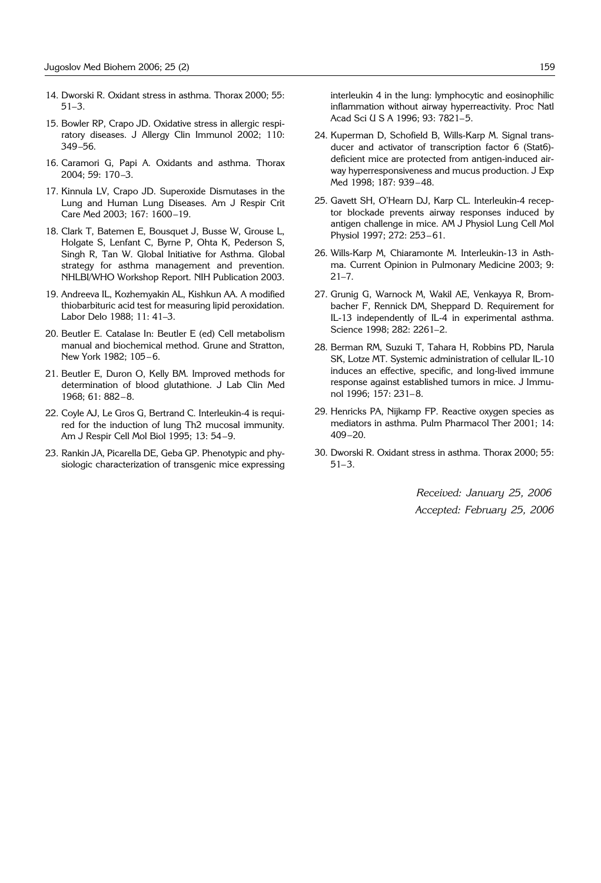14. Dworski R. Oxidant stress in asthma. Thorax 2000; 55: 51–3.
15. Bowler RP, Crapo JD. Oxidative stress in allergic respiratory diseases. J Allergy Clin Immunol 2002; 110: 349–56.
16. Caramori G, Papi A. Oxidants and asthma. Thorax 2004; 59: 170–3.
17. Kinnula LV, Crapo JD. Superoxide Dismutases in the Lung and Human Lung Diseases. Am J Respir Crit Care Med 2003; 167: 1600–19.
18. Clark T, Batemen E, Bousquet J, Busse W, Grouse L, Holgate S, Lenfant C, Byrne P, Ohta K, Pederson S, Singh R, Tan W. Global Initiative for Asthma. Global strategy for asthma management and prevention. NHLBI/WHO Workshop Report. NIH Publication 2003.
19. Andreeva IL, Kozhemyakin AL, Kishkun AA. A modified thiobarbituric acid test for measuring lipid peroxidation. Labor Delo 1988; 11: 41–3.
20. Beutler E. Catalase In: Beutler E (ed) Cell metabolism manual and biochemical method. Grune and Stratton, New York 1982; 105–6.
21. Beutler E, Duron O, Kelly BM. Improved methods for determination of blood glutathione. J Lab Clin Med 1968; 61: 882–8.
22. Coyle AJ, Le Gros G, Bertrand C. Interleukin-4 is required for the induction of lung Th2 mucosal immunity. Am J Respir Cell Mol Biol 1995; 13: 54–9.
23. Rankin JA, Picarella DE, Geba GP. Phenotypic and physiologic characterization of transgenic mice expressing interleukin 4 in the lung: lymphocytic and eosinophilic inflammation without airway hyperreactivity. Proc Natl Acad Sci U S A 1996; 93: 7821–5.
24. Kuperman D, Schofield B, Wills-Karp M. Signal transducer and activator of transcription factor 6 (Stat6)-deficient mice are protected from antigen-induced airway hyperresponsiveness and mucus production. J Exp Med 1998; 187: 939–48.
25. Gavett SH, O'Hearn DJ, Karp CL. Interleukin-4 receptor blockade prevents airway responses induced by antigen challenge in mice. AM J Physiol Lung Cell Mol Physiol 1997; 272: 253–61.
26. Wills-Karp M, Chiaramonte M. Interleukin-13 in Asthma. Current Opinion in Pulmonary Medicine 2003; 9: 21–7.
27. Grunig G, Warnock M, Wakil AE, Venkayya R, Brombacher F, Rennick DM, Sheppard D. Requirement for IL-13 independently of IL-4 in experimental asthma. Science 1998; 282: 2261–2.
28. Berman RM, Suzuki T, Tahara H, Robbins PD, Narula SK, Lotze MT. Systemic administration of cellular IL-10 induces an effective, specific, and long-lived immune response against established tumors in mice. J Immunol 1996; 157: 231–8.
29. Henricks PA, Nijkamp FP. Reactive oxygen species as mediators in asthma. Pulm Pharmacol Ther 2001; 14: 409–20.
30. Dworski R. Oxidant stress in asthma. Thorax 2000; 55: 51–3.

*Received: January 25, 2006*
*Accepted: February 25, 2006*